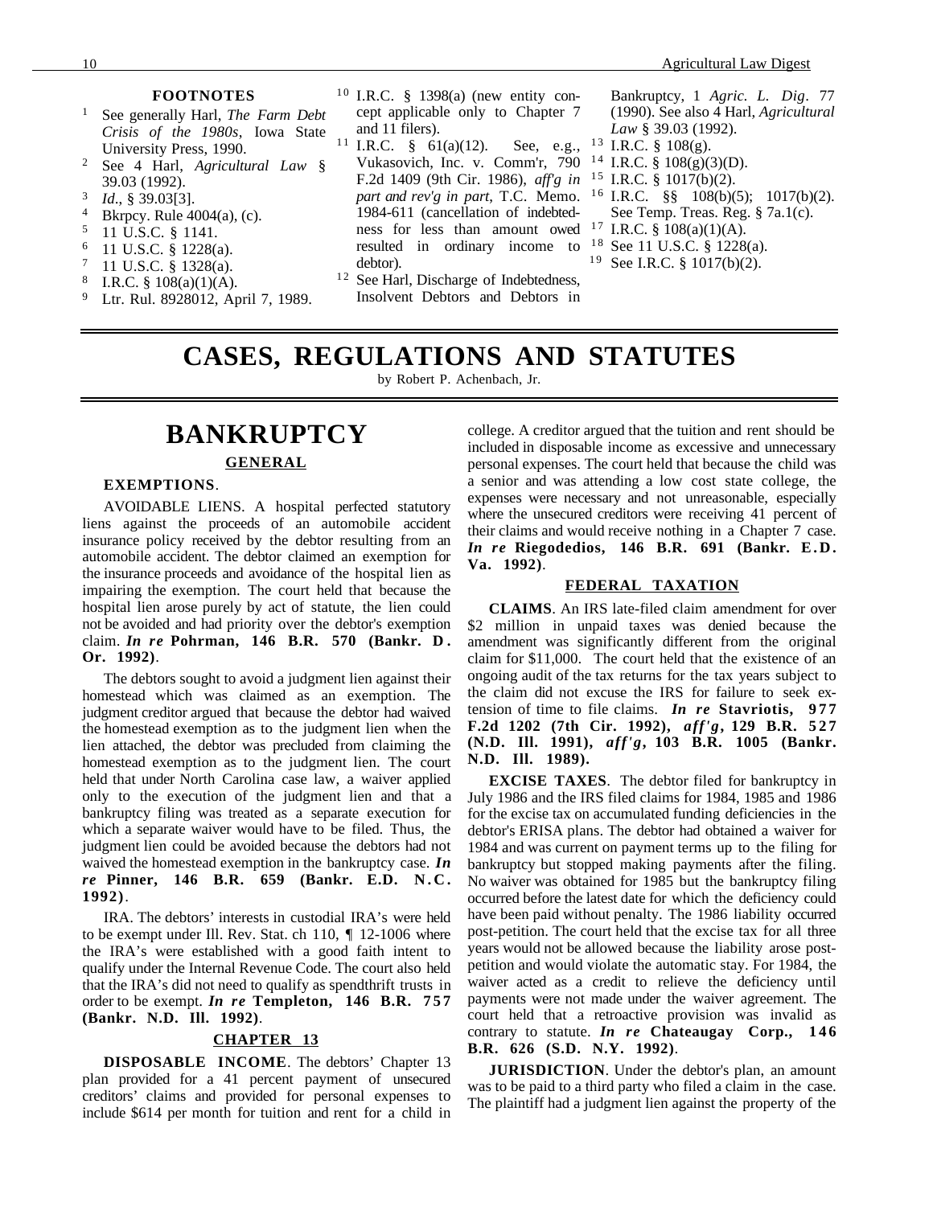## FOOTNOTES

1 See generally Harl, *The Farm Debt Crisis of the 1980s*, Iowa State University Press, 1990.

2 See 4 Harl, *Agricultural Law* § 39.03 (1992).

3 *Id*., § 39.03[3].

4 Bkrpcy. Rule 4004(a), (c).

5 11 U.S.C. § 1141.

6 11 U.S.C. § 1228(a).

7 11 U.S.C. § 1328(a).

8 I.R.C. § 108(a)(1)(A).

9 Ltr. Rul. 8928012, April 7, 1989.

10 I.R.C. § 1398(a) (new entity concept applicable only to Chapter 7 and 11 filers).

11 I.R.C. § 61(a)(12). See, e.g., Vukasovich, Inc. v. Comm'r, 790 F.2d 1409 (9th Cir. 1986), *aff'g in part and rev'g in part*, T.C. Memo. 1984-611 (cancellation of indebtedness for less than amount owed resulted in ordinary income to debtor).

12 See Harl, Discharge of Indebtedness, Insolvent Debtors and Debtors in Bankruptcy, 1 *Agric. L. Dig*. 77 (1990). See also 4 Harl, *Agricultural Law* § 39.03 (1992).

13 I.R.C. § 108(g).

14 I.R.C. § 108(g)(3)(D).

15 I.R.C. § 1017(b)(2).

16 I.R.C. §§ 108(b)(5); 1017(b)(2). See Temp. Treas. Reg. § 7a.1(c).

17 I.R.C. § 108(a)(1)(A).

18 See 11 U.S.C. § 1228(a).

19 See I.R.C. § 1017(b)(2).

# CASES, REGULATIONS AND STATUTES

by Robert P. Achenbach, Jr.

## BANKRUPTCY

### GENERAL

#### EXEMPTIONS.

AVOIDABLE LIENS. A hospital perfected statutory liens against the proceeds of an automobile accident insurance policy received by the debtor resulting from an automobile accident. The debtor claimed an exemption for the insurance proceeds and avoidance of the hospital lien as impairing the exemption. The court held that because the hospital lien arose purely by act of statute, the lien could not be avoided and had priority over the debtor's exemption claim. ***In re* Pohrman, 146 B.R. 570 (Bankr. D. Or. 1992)**.

The debtors sought to avoid a judgment lien against their homestead which was claimed as an exemption. The judgment creditor argued that because the debtor had waived the homestead exemption as to the judgment lien when the lien attached, the debtor was precluded from claiming the homestead exemption as to the judgment lien. The court held that under North Carolina case law, a waiver applied only to the execution of the judgment lien and that a bankruptcy filing was treated as a separate execution for which a separate waiver would have to be filed. Thus, the judgment lien could be avoided because the debtors had not waived the homestead exemption in the bankruptcy case. ***In re* Pinner, 146 B.R. 659 (Bankr. E.D. N.C. 1992)**.

IRA. The debtors' interests in custodial IRA's were held to be exempt under Ill. Rev. Stat. ch 110, ¶ 12-1006 where the IRA's were established with a good faith intent to qualify under the Internal Revenue Code. The court also held that the IRA's did not need to qualify as spendthrift trusts in order to be exempt. ***In re* Templeton, 146 B.R. 757 (Bankr. N.D. Ill. 1992)**.

### CHAPTER 13

**DISPOSABLE INCOME**. The debtors' Chapter 13 plan provided for a 41 percent payment of unsecured creditors' claims and provided for personal expenses to include $614 per month for tuition and rent for a child in college. A creditor argued that the tuition and rent should be included in disposable income as excessive and unnecessary personal expenses. The court held that because the child was a senior and was attending a low cost state college, the expenses were necessary and not unreasonable, especially where the unsecured creditors were receiving 41 percent of their claims and would receive nothing in a Chapter 7 case. ***In re* Riegodedios, 146 B.R. 691 (Bankr. E.D. Va. 1992)**.

### FEDERAL TAXATION

**CLAIMS**. An IRS late-filed claim amendment for over $2 million in unpaid taxes was denied because the amendment was significantly different from the original claim for $11,000. The court held that the existence of an ongoing audit of the tax returns for the tax years subject to the claim did not excuse the IRS for failure to seek extension of time to file claims. ***In re* Stavriotis, 977 F.2d 1202 (7th Cir. 1992), *aff'g*, 129 B.R. 527 (N.D. Ill. 1991), *aff'g*, 103 B.R. 1005 (Bankr. N.D. Ill. 1989).**

**EXCISE TAXES**. The debtor filed for bankruptcy in July 1986 and the IRS filed claims for 1984, 1985 and 1986 for the excise tax on accumulated funding deficiencies in the debtor's ERISA plans. The debtor had obtained a waiver for 1984 and was current on payment terms up to the filing for bankruptcy but stopped making payments after the filing. No waiver was obtained for 1985 but the bankruptcy filing occurred before the latest date for which the deficiency could have been paid without penalty. The 1986 liability occurred post-petition. The court held that the excise tax for all three years would not be allowed because the liability arose post-petition and would violate the automatic stay. For 1984, the waiver acted as a credit to relieve the deficiency until payments were not made under the waiver agreement. The court held that a retroactive provision was invalid as contrary to statute. ***In re* Chateaugay Corp., 146 B.R. 626 (S.D. N.Y. 1992)**.

**JURISDICTION**. Under the debtor's plan, an amount was to be paid to a third party who filed a claim in the case. The plaintiff had a judgment lien against the property of the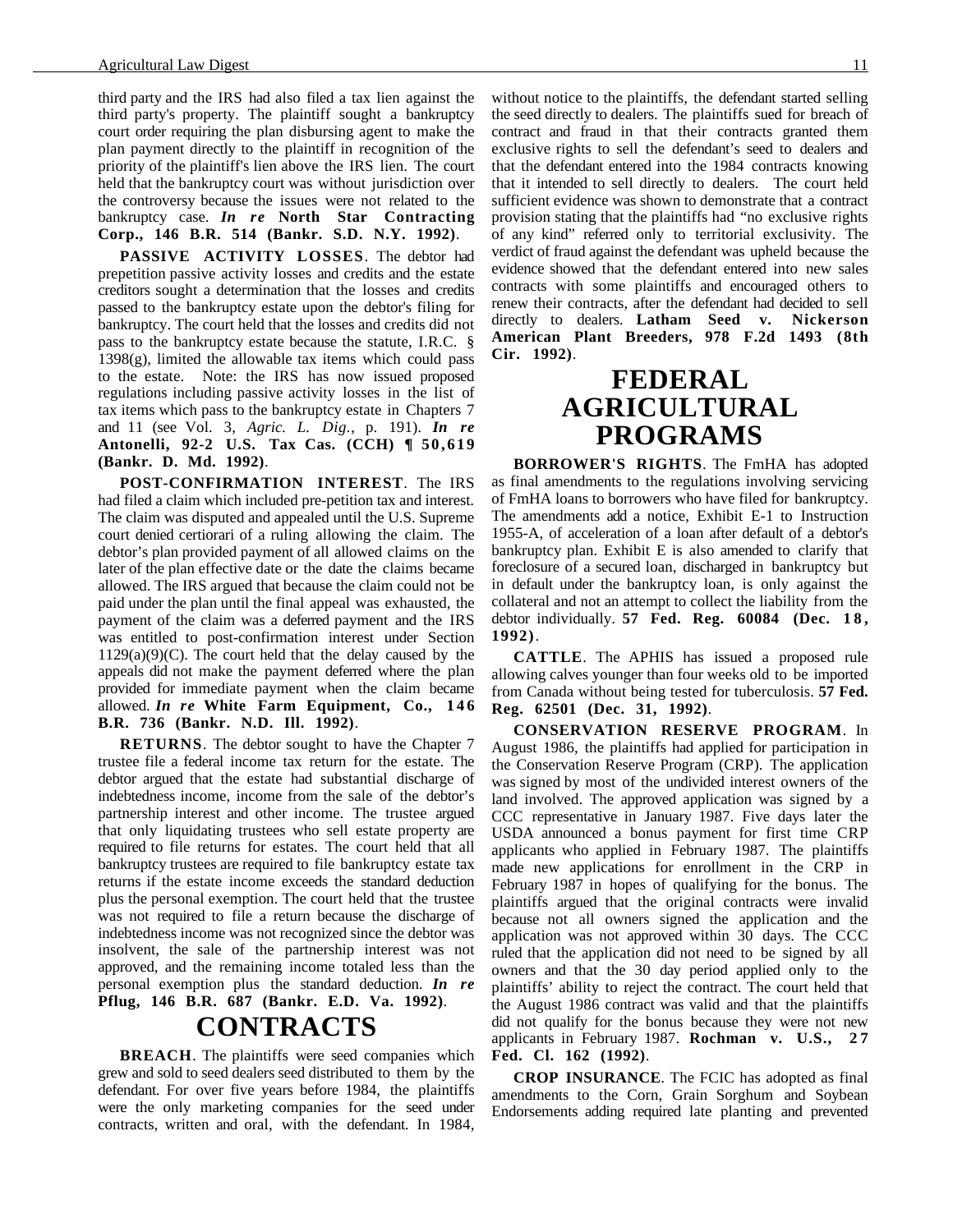third party and the IRS had also filed a tax lien against the third party's property. The plaintiff sought a bankruptcy court order requiring the plan disbursing agent to make the plan payment directly to the plaintiff in recognition of the priority of the plaintiff's lien above the IRS lien. The court held that the bankruptcy court was without jurisdiction over the controversy because the issues were not related to the bankruptcy case. ***In re* North Star Contracting Corp., 146 B.R. 514 (Bankr. S.D. N.Y. 1992)**.

**PASSIVE ACTIVITY LOSSES**. The debtor had prepetition passive activity losses and credits and the estate creditors sought a determination that the losses and credits passed to the bankruptcy estate upon the debtor's filing for bankruptcy. The court held that the losses and credits did not pass to the bankruptcy estate because the statute, I.R.C. § 1398(g), limited the allowable tax items which could pass to the estate. Note: the IRS has now issued proposed regulations including passive activity losses in the list of tax items which pass to the bankruptcy estate in Chapters 7 and 11 (see Vol. 3, *Agric. L. Dig.*, p. 191). ***In re* Antonelli, 92-2 U.S. Tax Cas. (CCH) ¶ 50,619 (Bankr. D. Md. 1992)**.

**POST-CONFIRMATION INTEREST**. The IRS had filed a claim which included pre-petition tax and interest. The claim was disputed and appealed until the U.S. Supreme court denied certiorari of a ruling allowing the claim. The debtor's plan provided payment of all allowed claims on the later of the plan effective date or the date the claims became allowed. The IRS argued that because the claim could not be paid under the plan until the final appeal was exhausted, the payment of the claim was a deferred payment and the IRS was entitled to post-confirmation interest under Section 1129(a)(9)(C). The court held that the delay caused by the appeals did not make the payment deferred where the plan provided for immediate payment when the claim became allowed. ***In re* White Farm Equipment, Co., 146 B.R. 736 (Bankr. N.D. Ill. 1992)**.

**RETURNS**. The debtor sought to have the Chapter 7 trustee file a federal income tax return for the estate. The debtor argued that the estate had substantial discharge of indebtedness income, income from the sale of the debtor's partnership interest and other income. The trustee argued that only liquidating trustees who sell estate property are required to file returns for estates. The court held that all bankruptcy trustees are required to file bankruptcy estate tax returns if the estate income exceeds the standard deduction plus the personal exemption. The court held that the trustee was not required to file a return because the discharge of indebtedness income was not recognized since the debtor was insolvent, the sale of the partnership interest was not approved, and the remaining income totaled less than the personal exemption plus the standard deduction. ***In re* Pflug, 146 B.R. 687 (Bankr. E.D. Va. 1992)**.

# CONTRACTS

**BREACH**. The plaintiffs were seed companies which grew and sold to seed dealers seed distributed to them by the defendant. For over five years before 1984, the plaintiffs were the only marketing companies for the seed under contracts, written and oral, with the defendant. In 1984, without notice to the plaintiffs, the defendant started selling the seed directly to dealers. The plaintiffs sued for breach of contract and fraud in that their contracts granted them exclusive rights to sell the defendant's seed to dealers and that the defendant entered into the 1984 contracts knowing that it intended to sell directly to dealers. The court held sufficient evidence was shown to demonstrate that a contract provision stating that the plaintiffs had "no exclusive rights of any kind" referred only to territorial exclusivity. The verdict of fraud against the defendant was upheld because the evidence showed that the defendant entered into new sales contracts with some plaintiffs and encouraged others to renew their contracts, after the defendant had decided to sell directly to dealers. **Latham Seed v. Nickerson American Plant Breeders, 978 F.2d 1493 (8th Cir. 1992)**.

# FEDERAL AGRICULTURAL PROGRAMS

**BORROWER'S RIGHTS**. The FmHA has adopted as final amendments to the regulations involving servicing of FmHA loans to borrowers who have filed for bankruptcy. The amendments add a notice, Exhibit E-1 to Instruction 1955-A, of acceleration of a loan after default of a debtor's bankruptcy plan. Exhibit E is also amended to clarify that foreclosure of a secured loan, discharged in bankruptcy but in default under the bankruptcy loan, is only against the collateral and not an attempt to collect the liability from the debtor individually. **57 Fed. Reg. 60084 (Dec. 18, 1992)**.

**CATTLE**. The APHIS has issued a proposed rule allowing calves younger than four weeks old to be imported from Canada without being tested for tuberculosis. **57 Fed. Reg. 62501 (Dec. 31, 1992)**.

**CONSERVATION RESERVE PROGRAM**. In August 1986, the plaintiffs had applied for participation in the Conservation Reserve Program (CRP). The application was signed by most of the undivided interest owners of the land involved. The approved application was signed by a CCC representative in January 1987. Five days later the USDA announced a bonus payment for first time CRP applicants who applied in February 1987. The plaintiffs made new applications for enrollment in the CRP in February 1987 in hopes of qualifying for the bonus. The plaintiffs argued that the original contracts were invalid because not all owners signed the application and the application was not approved within 30 days. The CCC ruled that the application did not need to be signed by all owners and that the 30 day period applied only to the plaintiffs' ability to reject the contract. The court held that the August 1986 contract was valid and that the plaintiffs did not qualify for the bonus because they were not new applicants in February 1987. **Rochman v. U.S., 27 Fed. Cl. 162 (1992)**.

**CROP INSURANCE**. The FCIC has adopted as final amendments to the Corn, Grain Sorghum and Soybean Endorsements adding required late planting and prevented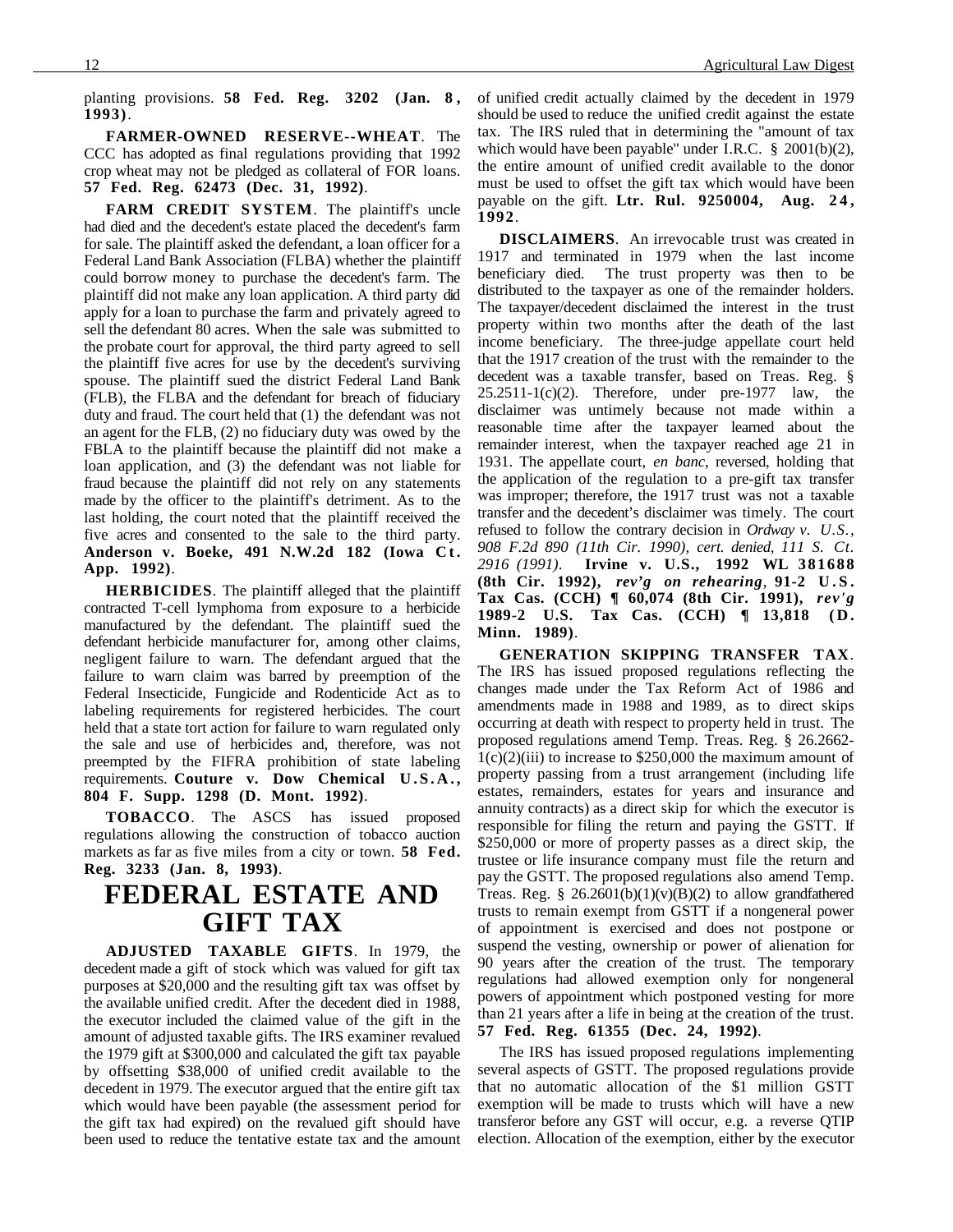planting provisions. **58 Fed. Reg. 3202 (Jan. 8, 1993)**.

**FARMER-OWNED RESERVE--WHEAT**. The CCC has adopted as final regulations providing that 1992 crop wheat may not be pledged as collateral of FOR loans. **57 Fed. Reg. 62473 (Dec. 31, 1992)**.

**FARM CREDIT SYSTEM**. The plaintiff's uncle had died and the decedent's estate placed the decedent's farm for sale. The plaintiff asked the defendant, a loan officer for a Federal Land Bank Association (FLBA) whether the plaintiff could borrow money to purchase the decedent's farm. The plaintiff did not make any loan application. A third party did apply for a loan to purchase the farm and privately agreed to sell the defendant 80 acres. When the sale was submitted to the probate court for approval, the third party agreed to sell the plaintiff five acres for use by the decedent's surviving spouse. The plaintiff sued the district Federal Land Bank (FLB), the FLBA and the defendant for breach of fiduciary duty and fraud. The court held that (1) the defendant was not an agent for the FLB, (2) no fiduciary duty was owed by the FBLA to the plaintiff because the plaintiff did not make a loan application, and (3) the defendant was not liable for fraud because the plaintiff did not rely on any statements made by the officer to the plaintiff's detriment. As to the last holding, the court noted that the plaintiff received the five acres and consented to the sale to the third party. **Anderson v. Boeke, 491 N.W.2d 182 (Iowa Ct. App. 1992)**.

**HERBICIDES**. The plaintiff alleged that the plaintiff contracted T-cell lymphoma from exposure to a herbicide manufactured by the defendant. The plaintiff sued the defendant herbicide manufacturer for, among other claims, negligent failure to warn. The defendant argued that the failure to warn claim was barred by preemption of the Federal Insecticide, Fungicide and Rodenticide Act as to labeling requirements for registered herbicides. The court held that a state tort action for failure to warn regulated only the sale and use of herbicides and, therefore, was not preempted by the FIFRA prohibition of state labeling requirements. **Couture v. Dow Chemical U.S.A., 804 F. Supp. 1298 (D. Mont. 1992)**.

**TOBACCO**. The ASCS has issued proposed regulations allowing the construction of tobacco auction markets as far as five miles from a city or town. **58 Fed. Reg. 3233 (Jan. 8, 1993)**.

# FEDERAL ESTATE AND GIFT TAX

**ADJUSTED TAXABLE GIFTS**. In 1979, the decedent made a gift of stock which was valued for gift tax purposes at $20,000 and the resulting gift tax was offset by the available unified credit. After the decedent died in 1988, the executor included the claimed value of the gift in the amount of adjusted taxable gifts. The IRS examiner revalued the 1979 gift at $300,000 and calculated the gift tax payable by offsetting $38,000 of unified credit available to the decedent in 1979. The executor argued that the entire gift tax which would have been payable (the assessment period for the gift tax had expired) on the revalued gift should have been used to reduce the tentative estate tax and the amount of unified credit actually claimed by the decedent in 1979 should be used to reduce the unified credit against the estate tax. The IRS ruled that in determining the "amount of tax which would have been payable" under I.R.C. § 2001(b)(2), the entire amount of unified credit available to the donor must be used to offset the gift tax which would have been payable on the gift. **Ltr. Rul. 9250004, Aug. 24, 1992**.

**DISCLAIMERS**. An irrevocable trust was created in 1917 and terminated in 1979 when the last income beneficiary died. The trust property was then to be distributed to the taxpayer as one of the remainder holders. The taxpayer/decedent disclaimed the interest in the trust property within two months after the death of the last income beneficiary. The three-judge appellate court held that the 1917 creation of the trust with the remainder to the decedent was a taxable transfer, based on Treas. Reg. § 25.2511-1(c)(2). Therefore, under pre-1977 law, the disclaimer was untimely because not made within a reasonable time after the taxpayer learned about the remainder interest, when the taxpayer reached age 21 in 1931. The appellate court, *en banc*, reversed, holding that the application of the regulation to a pre-gift tax transfer was improper; therefore, the 1917 trust was not a taxable transfer and the decedent's disclaimer was timely. The court refused to follow the contrary decision in *Ordway v. U.S., 908 F.2d 890 (11th Cir. 1990), cert. denied, 111 S. Ct. 2916 (1991)*. **Irvine v. U.S., 1992 WL 381688 (8th Cir. 1992), *rev'g on rehearing*, 91-2 U.S. Tax Cas. (CCH) ¶ 60,074 (8th Cir. 1991), *rev'g* 1989-2 U.S. Tax Cas. (CCH) ¶ 13,818 (D. Minn. 1989)**.

**GENERATION SKIPPING TRANSFER TAX**. The IRS has issued proposed regulations reflecting the changes made under the Tax Reform Act of 1986 and amendments made in 1988 and 1989, as to direct skips occurring at death with respect to property held in trust. The proposed regulations amend Temp. Treas. Reg. § 26.2662-1(c)(2)(iii) to increase to $250,000 the maximum amount of property passing from a trust arrangement (including life estates, remainders, estates for years and insurance and annuity contracts) as a direct skip for which the executor is responsible for filing the return and paying the GSTT. If $250,000 or more of property passes as a direct skip, the trustee or life insurance company must file the return and pay the GSTT. The proposed regulations also amend Temp. Treas. Reg. § 26.2601(b)(1)(v)(B)(2) to allow grandfathered trusts to remain exempt from GSTT if a nongeneral power of appointment is exercised and does not postpone or suspend the vesting, ownership or power of alienation for 90 years after the creation of the trust. The temporary regulations had allowed exemption only for nongeneral powers of appointment which postponed vesting for more than 21 years after a life in being at the creation of the trust. **57 Fed. Reg. 61355 (Dec. 24, 1992)**.

The IRS has issued proposed regulations implementing several aspects of GSTT. The proposed regulations provide that no automatic allocation of the $1 million GSTT exemption will be made to trusts which will have a new transferor before any GST will occur, e.g. a reverse QTIP election. Allocation of the exemption, either by the executor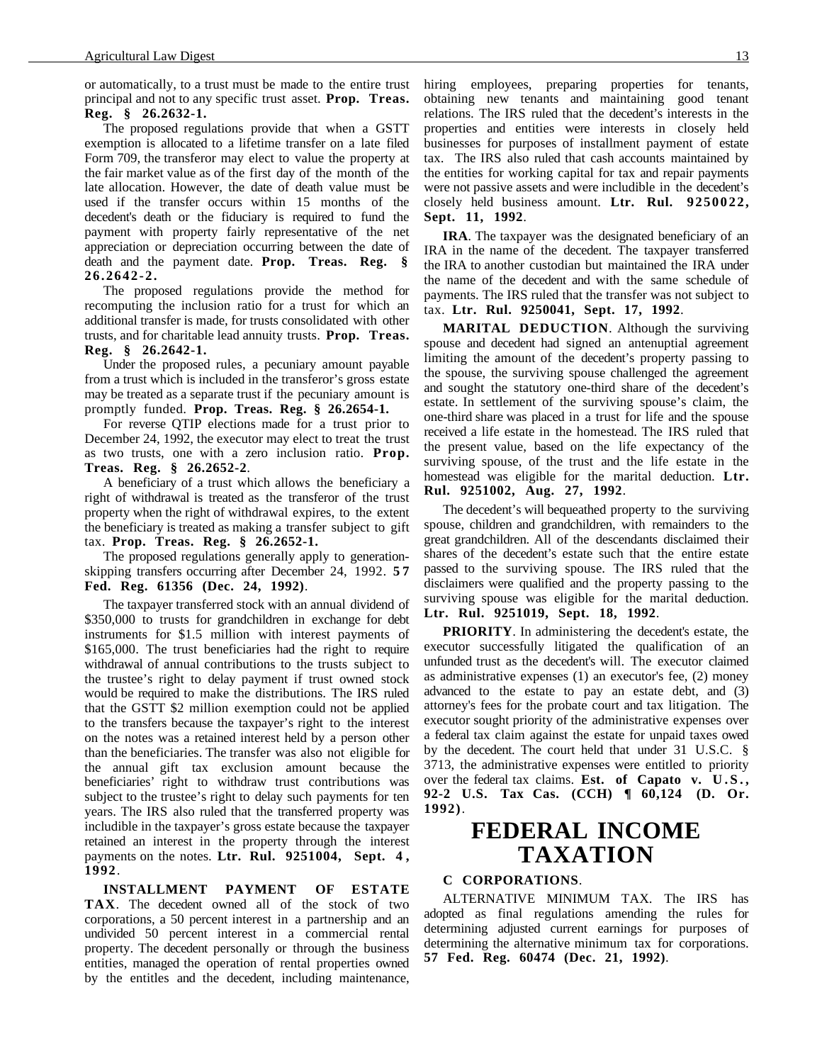or automatically, to a trust must be made to the entire trust principal and not to any specific trust asset. **Prop. Treas. Reg. § 26.2632-1.**

The proposed regulations provide that when a GSTT exemption is allocated to a lifetime transfer on a late filed Form 709, the transferor may elect to value the property at the fair market value as of the first day of the month of the late allocation. However, the date of death value must be used if the transfer occurs within 15 months of the decedent's death or the fiduciary is required to fund the payment with property fairly representative of the net appreciation or depreciation occurring between the date of death and the payment date. **Prop. Treas. Reg. § 26.2642-2.**

The proposed regulations provide the method for recomputing the inclusion ratio for a trust for which an additional transfer is made, for trusts consolidated with other trusts, and for charitable lead annuity trusts. **Prop. Treas. Reg. § 26.2642-1.**

Under the proposed rules, a pecuniary amount payable from a trust which is included in the transferor's gross estate may be treated as a separate trust if the pecuniary amount is promptly funded. **Prop. Treas. Reg. § 26.2654-1.**

For reverse QTIP elections made for a trust prior to December 24, 1992, the executor may elect to treat the trust as two trusts, one with a zero inclusion ratio. **Prop. Treas. Reg. § 26.2652-2**.

A beneficiary of a trust which allows the beneficiary a right of withdrawal is treated as the transferor of the trust property when the right of withdrawal expires, to the extent the beneficiary is treated as making a transfer subject to gift tax. **Prop. Treas. Reg. § 26.2652-1.**

The proposed regulations generally apply to generation-skipping transfers occurring after December 24, 1992. **57 Fed. Reg. 61356 (Dec. 24, 1992)**.

The taxpayer transferred stock with an annual dividend of $350,000 to trusts for grandchildren in exchange for debt instruments for $1.5 million with interest payments of $165,000. The trust beneficiaries had the right to require withdrawal of annual contributions to the trusts subject to the trustee's right to delay payment if trust owned stock would be required to make the distributions. The IRS ruled that the GSTT $2 million exemption could not be applied to the transfers because the taxpayer's right to the interest on the notes was a retained interest held by a person other than the beneficiaries. The transfer was also not eligible for the annual gift tax exclusion amount because the beneficiaries' right to withdraw trust contributions was subject to the trustee's right to delay such payments for ten years. The IRS also ruled that the transferred property was includible in the taxpayer's gross estate because the taxpayer retained an interest in the property through the interest payments on the notes. **Ltr. Rul. 9251004, Sept. 4, 1992**.

**INSTALLMENT PAYMENT OF ESTATE TAX**. The decedent owned all of the stock of two corporations, a 50 percent interest in a partnership and an undivided 50 percent interest in a commercial rental property. The decedent personally or through the business entities, managed the operation of rental properties owned by the entitles and the decedent, including maintenance, hiring employees, preparing properties for tenants, obtaining new tenants and maintaining good tenant relations. The IRS ruled that the decedent's interests in the properties and entities were interests in closely held businesses for purposes of installment payment of estate tax. The IRS also ruled that cash accounts maintained by the entities for working capital for tax and repair payments were not passive assets and were includible in the decedent's closely held business amount. **Ltr. Rul. 9250022, Sept. 11, 1992**.

**IRA**. The taxpayer was the designated beneficiary of an IRA in the name of the decedent. The taxpayer transferred the IRA to another custodian but maintained the IRA under the name of the decedent and with the same schedule of payments. The IRS ruled that the transfer was not subject to tax. **Ltr. Rul. 9250041, Sept. 17, 1992**.

**MARITAL DEDUCTION**. Although the surviving spouse and decedent had signed an antenuptial agreement limiting the amount of the decedent's property passing to the spouse, the surviving spouse challenged the agreement and sought the statutory one-third share of the decedent's estate. In settlement of the surviving spouse's claim, the one-third share was placed in a trust for life and the spouse received a life estate in the homestead. The IRS ruled that the present value, based on the life expectancy of the surviving spouse, of the trust and the life estate in the homestead was eligible for the marital deduction. **Ltr. Rul. 9251002, Aug. 27, 1992**.

The decedent's will bequeathed property to the surviving spouse, children and grandchildren, with remainders to the great grandchildren. All of the descendants disclaimed their shares of the decedent's estate such that the entire estate passed to the surviving spouse. The IRS ruled that the disclaimers were qualified and the property passing to the surviving spouse was eligible for the marital deduction. **Ltr. Rul. 9251019, Sept. 18, 1992**.

**PRIORITY**. In administering the decedent's estate, the executor successfully litigated the qualification of an unfunded trust as the decedent's will. The executor claimed as administrative expenses (1) an executor's fee, (2) money advanced to the estate to pay an estate debt, and (3) attorney's fees for the probate court and tax litigation. The executor sought priority of the administrative expenses over a federal tax claim against the estate for unpaid taxes owed by the decedent. The court held that under 31 U.S.C. § 3713, the administrative expenses were entitled to priority over the federal tax claims. **Est. of Capato v. U.S., 92-2 U.S. Tax Cas. (CCH) ¶ 60,124 (D. Or. 1992)**.

# FEDERAL INCOME TAXATION

**C CORPORATIONS**.

ALTERNATIVE MINIMUM TAX. The IRS has adopted as final regulations amending the rules for determining adjusted current earnings for purposes of determining the alternative minimum tax for corporations. **57 Fed. Reg. 60474 (Dec. 21, 1992)**.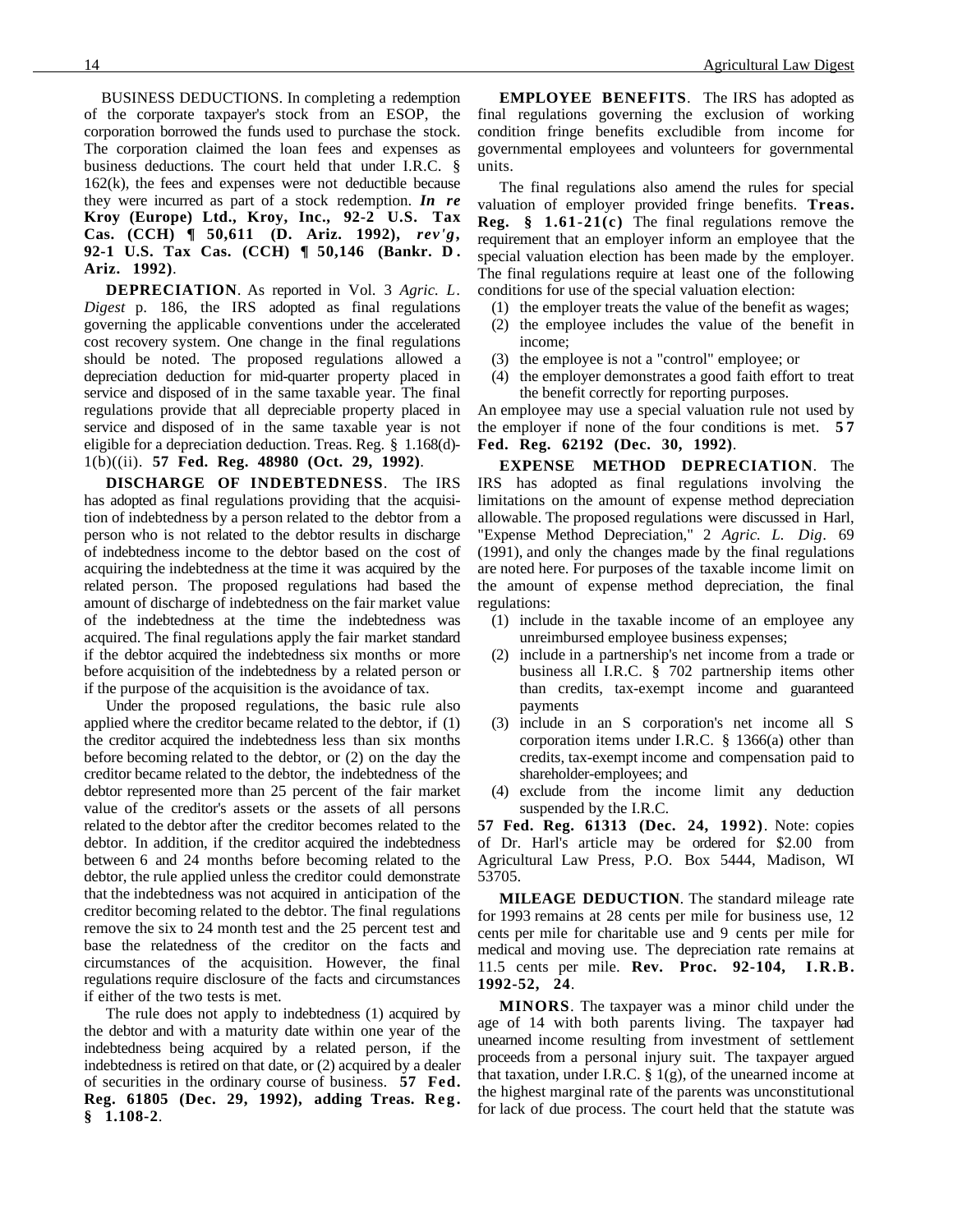BUSINESS DEDUCTIONS. In completing a redemption of the corporate taxpayer's stock from an ESOP, the corporation borrowed the funds used to purchase the stock. The corporation claimed the loan fees and expenses as business deductions. The court held that under I.R.C. § 162(k), the fees and expenses were not deductible because they were incurred as part of a stock redemption. ***In re* Kroy (Europe) Ltd., Kroy, Inc., 92-2 U.S. Tax Cas. (CCH) ¶ 50,611 (D. Ariz. 1992), *rev'g*, 92-1 U.S. Tax Cas. (CCH) ¶ 50,146 (Bankr. D. Ariz. 1992)**.

**DEPRECIATION**. As reported in Vol. 3 *Agric. L. Digest* p. 186, the IRS adopted as final regulations governing the applicable conventions under the accelerated cost recovery system. One change in the final regulations should be noted. The proposed regulations allowed a depreciation deduction for mid-quarter property placed in service and disposed of in the same taxable year. The final regulations provide that all depreciable property placed in service and disposed of in the same taxable year is not eligible for a depreciation deduction. Treas. Reg. § 1.168(d)-1(b)((ii). **57 Fed. Reg. 48980 (Oct. 29, 1992)**.

**DISCHARGE OF INDEBTEDNESS**. The IRS has adopted as final regulations providing that the acquisition of indebtedness by a person related to the debtor from a person who is not related to the debtor results in discharge of indebtedness income to the debtor based on the cost of acquiring the indebtedness at the time it was acquired by the related person. The proposed regulations had based the amount of discharge of indebtedness on the fair market value of the indebtedness at the time the indebtedness was acquired. The final regulations apply the fair market standard if the debtor acquired the indebtedness six months or more before acquisition of the indebtedness by a related person or if the purpose of the acquisition is the avoidance of tax.

Under the proposed regulations, the basic rule also applied where the creditor became related to the debtor, if (1) the creditor acquired the indebtedness less than six months before becoming related to the debtor, or (2) on the day the creditor became related to the debtor, the indebtedness of the debtor represented more than 25 percent of the fair market value of the creditor's assets or the assets of all persons related to the debtor after the creditor becomes related to the debtor. In addition, if the creditor acquired the indebtedness between 6 and 24 months before becoming related to the debtor, the rule applied unless the creditor could demonstrate that the indebtedness was not acquired in anticipation of the creditor becoming related to the debtor. The final regulations remove the six to 24 month test and the 25 percent test and base the relatedness of the creditor on the facts and circumstances of the acquisition. However, the final regulations require disclosure of the facts and circumstances if either of the two tests is met.

The rule does not apply to indebtedness (1) acquired by the debtor and with a maturity date within one year of the indebtedness being acquired by a related person, if the indebtedness is retired on that date, or (2) acquired by a dealer of securities in the ordinary course of business. **57 Fed. Reg. 61805 (Dec. 29, 1992), adding Treas. Reg. § 1.108-2**.

**EMPLOYEE BENEFITS**. The IRS has adopted as final regulations governing the exclusion of working condition fringe benefits excludible from income for governmental employees and volunteers for governmental units.

The final regulations also amend the rules for special valuation of employer provided fringe benefits. **Treas. Reg. § 1.61-21(c)** The final regulations remove the requirement that an employer inform an employee that the special valuation election has been made by the employer. The final regulations require at least one of the following conditions for use of the special valuation election:

(1) the employer treats the value of the benefit as wages;
(2) the employee includes the value of the benefit in income;
(3) the employee is not a "control" employee; or
(4) the employer demonstrates a good faith effort to treat the benefit correctly for reporting purposes.

An employee may use a special valuation rule not used by the employer if none of the four conditions is met. **57 Fed. Reg. 62192 (Dec. 30, 1992)**.

**EXPENSE METHOD DEPRECIATION**. The IRS has adopted as final regulations involving the limitations on the amount of expense method depreciation allowable. The proposed regulations were discussed in Harl, "Expense Method Depreciation," 2 *Agric. L. Dig*. 69 (1991), and only the changes made by the final regulations are noted here. For purposes of the taxable income limit on the amount of expense method depreciation, the final regulations:

(1) include in the taxable income of an employee any unreimbursed employee business expenses;
(2) include in a partnership's net income from a trade or business all I.R.C. § 702 partnership items other than credits, tax-exempt income and guaranteed payments
(3) include in an S corporation's net income all S corporation items under I.R.C. § 1366(a) other than credits, tax-exempt income and compensation paid to shareholder-employees; and
(4) exclude from the income limit any deduction suspended by the I.R.C.

**57 Fed. Reg. 61313 (Dec. 24, 1992)**. Note: copies of Dr. Harl's article may be ordered for $2.00 from Agricultural Law Press, P.O. Box 5444, Madison, WI 53705.

**MILEAGE DEDUCTION**. The standard mileage rate for 1993 remains at 28 cents per mile for business use, 12 cents per mile for charitable use and 9 cents per mile for medical and moving use. The depreciation rate remains at 11.5 cents per mile. **Rev. Proc. 92-104, I.R.B. 1992-52, 24**.

**MINORS**. The taxpayer was a minor child under the age of 14 with both parents living. The taxpayer had unearned income resulting from investment of settlement proceeds from a personal injury suit. The taxpayer argued that taxation, under I.R.C. § 1(g), of the unearned income at the highest marginal rate of the parents was unconstitutional for lack of due process. The court held that the statute was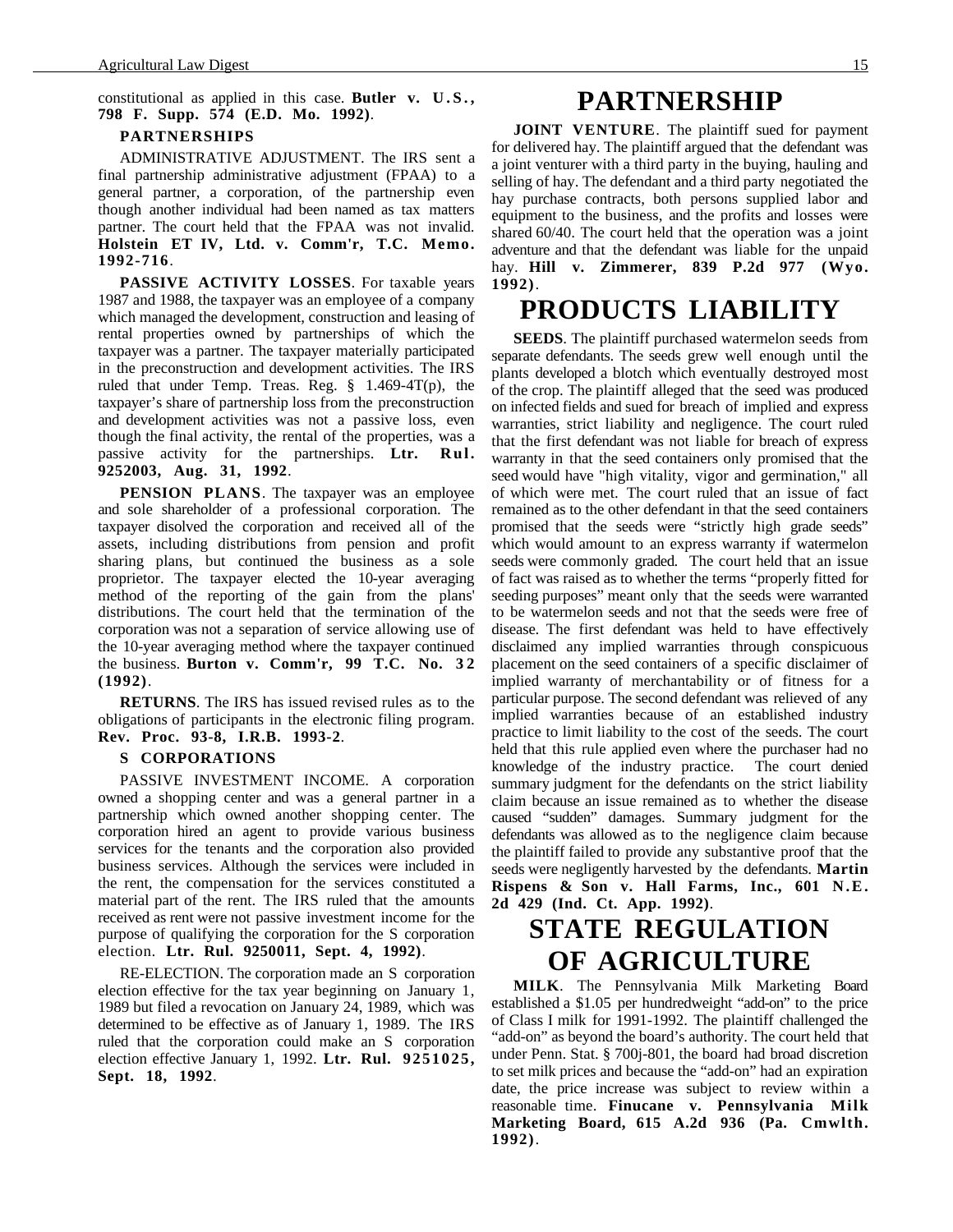constitutional as applied in this case. **Butler v. U.S., 798 F. Supp. 574 (E.D. Mo. 1992)**.

### PARTNERSHIPS

ADMINISTRATIVE ADJUSTMENT. The IRS sent a final partnership administrative adjustment (FPAA) to a general partner, a corporation, of the partnership even though another individual had been named as tax matters partner. The court held that the FPAA was not invalid. **Holstein ET IV, Ltd. v. Comm'r, T.C. Memo. 1992-716**.

**PASSIVE ACTIVITY LOSSES**. For taxable years 1987 and 1988, the taxpayer was an employee of a company which managed the development, construction and leasing of rental properties owned by partnerships of which the taxpayer was a partner. The taxpayer materially participated in the preconstruction and development activities. The IRS ruled that under Temp. Treas. Reg. § 1.469-4T(p), the taxpayer's share of partnership loss from the preconstruction and development activities was not a passive loss, even though the final activity, the rental of the properties, was a passive activity for the partnerships. **Ltr. Rul. 9252003, Aug. 31, 1992**.

**PENSION PLANS**. The taxpayer was an employee and sole shareholder of a professional corporation. The taxpayer disolved the corporation and received all of the assets, including distributions from pension and profit sharing plans, but continued the business as a sole proprietor. The taxpayer elected the 10-year averaging method of the reporting of the gain from the plans' distributions. The court held that the termination of the corporation was not a separation of service allowing use of the 10-year averaging method where the taxpayer continued the business. **Burton v. Comm'r, 99 T.C. No. 32 (1992)**.

**RETURNS**. The IRS has issued revised rules as to the obligations of participants in the electronic filing program. **Rev. Proc. 93-8, I.R.B. 1993-2**.

### S CORPORATIONS

PASSIVE INVESTMENT INCOME. A corporation owned a shopping center and was a general partner in a partnership which owned another shopping center. The corporation hired an agent to provide various business services for the tenants and the corporation also provided business services. Although the services were included in the rent, the compensation for the services constituted a material part of the rent. The IRS ruled that the amounts received as rent were not passive investment income for the purpose of qualifying the corporation for the S corporation election. **Ltr. Rul. 9250011, Sept. 4, 1992)**.

RE-ELECTION. The corporation made an S corporation election effective for the tax year beginning on January 1, 1989 but filed a revocation on January 24, 1989, which was determined to be effective as of January 1, 1989. The IRS ruled that the corporation could make an S corporation election effective January 1, 1992. **Ltr. Rul. 9251025, Sept. 18, 1992**.

# PARTNERSHIP

**JOINT VENTURE**. The plaintiff sued for payment for delivered hay. The plaintiff argued that the defendant was a joint venturer with a third party in the buying, hauling and selling of hay. The defendant and a third party negotiated the hay purchase contracts, both persons supplied labor and equipment to the business, and the profits and losses were shared 60/40. The court held that the operation was a joint adventure and that the defendant was liable for the unpaid hay. **Hill v. Zimmerer, 839 P.2d 977 (Wyo. 1992)**.

# PRODUCTS LIABILITY

**SEEDS**. The plaintiff purchased watermelon seeds from separate defendants. The seeds grew well enough until the plants developed a blotch which eventually destroyed most of the crop. The plaintiff alleged that the seed was produced on infected fields and sued for breach of implied and express warranties, strict liability and negligence. The court ruled that the first defendant was not liable for breach of express warranty in that the seed containers only promised that the seed would have "high vitality, vigor and germination," all of which were met. The court ruled that an issue of fact remained as to the other defendant in that the seed containers promised that the seeds were "strictly high grade seeds" which would amount to an express warranty if watermelon seeds were commonly graded. The court held that an issue of fact was raised as to whether the terms "properly fitted for seeding purposes" meant only that the seeds were warranted to be watermelon seeds and not that the seeds were free of disease. The first defendant was held to have effectively disclaimed any implied warranties through conspicuous placement on the seed containers of a specific disclaimer of implied warranty of merchantability or of fitness for a particular purpose. The second defendant was relieved of any implied warranties because of an established industry practice to limit liability to the cost of the seeds. The court held that this rule applied even where the purchaser had no knowledge of the industry practice. The court denied summary judgment for the defendants on the strict liability claim because an issue remained as to whether the disease caused "sudden" damages. Summary judgment for the defendants was allowed as to the negligence claim because the plaintiff failed to provide any substantive proof that the seeds were negligently harvested by the defendants. **Martin Rispens & Son v. Hall Farms, Inc., 601 N.E. 2d 429 (Ind. Ct. App. 1992)**.

# STATE REGULATION OF AGRICULTURE

**MILK**. The Pennsylvania Milk Marketing Board established a $1.05 per hundredweight "add-on" to the price of Class I milk for 1991-1992. The plaintiff challenged the "add-on" as beyond the board's authority. The court held that under Penn. Stat. § 700j-801, the board had broad discretion to set milk prices and because the "add-on" had an expiration date, the price increase was subject to review within a reasonable time. **Finucane v. Pennsylvania Milk Marketing Board, 615 A.2d 936 (Pa. Cmwlth. 1992)**.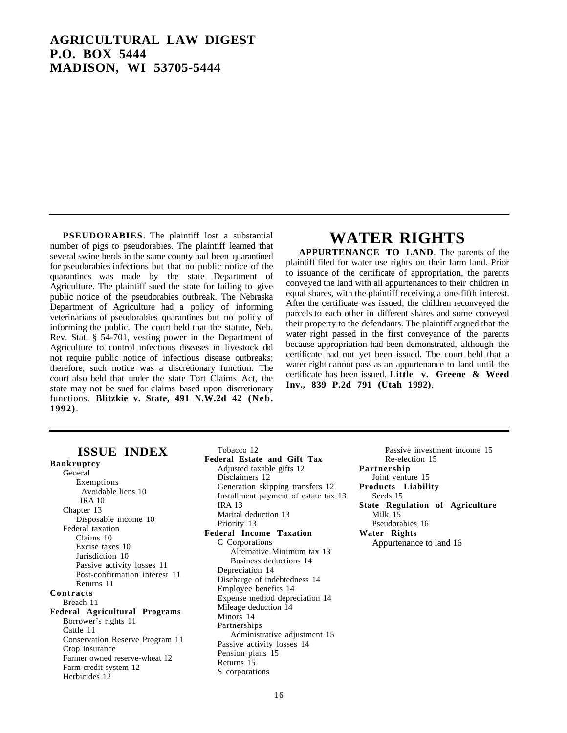**AGRICULTURAL LAW DIGEST**
**P.O. BOX 5444**
**MADISON, WI 53705-5444**

---

**PSEUDORABIES**. The plaintiff lost a substantial number of pigs to pseudorabies. The plaintiff learned that several swine herds in the same county had been quarantined for pseudorabies infections but that no public notice of the quarantines was made by the state Department of Agriculture. The plaintiff sued the state for failing to give public notice of the pseudorabies outbreak. The Nebraska Department of Agriculture had a policy of informing veterinarians of pseudorabies quarantines but no policy of informing the public. The court held that the statute, Neb. Rev. Stat. § 54-701, vesting power in the Department of Agriculture to control infectious diseases in livestock did not require public notice of infectious disease outbreaks; therefore, such notice was a discretionary function. The court also held that under the state Tort Claims Act, the state may not be sued for claims based upon discretionary functions. **Blitzkie v. State, 491 N.W.2d 42 (Neb. 1992)**.

# WATER RIGHTS

**APPURTENANCE TO LAND**. The parents of the plaintiff filed for water use rights on their farm land. Prior to issuance of the certificate of appropriation, the parents conveyed the land with all appurtenances to their children in equal shares, with the plaintiff receiving a one-fifth interest. After the certificate was issued, the children reconveyed the parcels to each other in different shares and some conveyed their property to the defendants. The plaintiff argued that the water right passed in the first conveyance of the parents because appropriation had been demonstrated, although the certificate had not yet been issued. The court held that a water right cannot pass as an appurtenance to land until the certificate has been issued. **Little v. Greene & Weed Inv., 839 P.2d 791 (Utah 1992)**.

---

## ISSUE INDEX

**Bankruptcy**
- General
  - Exemptions
    - Avoidable liens 10
    - IRA 10
- Chapter 13
  - Disposable income 10
- Federal taxation
  - Claims 10
  - Excise taxes 10
  - Jurisdiction 10
  - Passive activity losses 11
  - Post-confirmation interest 11
  - Returns 11

**Contracts**
- Breach 11

**Federal Agricultural Programs**
- Borrower's rights 11
- Cattle 11
- Conservation Reserve Program 11
- Crop insurance
- Farmer owned reserve-wheat 12
- Farm credit system 12
- Herbicides 12
- Tobacco 12

**Federal Estate and Gift Tax**
- Adjusted taxable gifts 12
- Disclaimers 12
- Generation skipping transfers 12
- Installment payment of estate tax 13
- IRA 13
- Marital deduction 13
- Priority 13

**Federal Income Taxation**
- C Corporations
  - Alternative Minimum tax 13
  - Business deductions 14
- Depreciation 14
- Discharge of indebtedness 14
- Employee benefits 14
- Expense method depreciation 14
- Mileage deduction 14
- Minors 14
- Partnerships
  - Administrative adjustment 15
- Passive activity losses 14
- Pension plans 15
- Returns 15
- S corporations
  - Passive investment income 15
  - Re-election 15

**Partnership**
- Joint venture 15

**Products Liability**
- Seeds 15

**State Regulation of Agriculture**
- Milk 15
- Pseudorabies 16

**Water Rights**
- Appurtenance to land 16